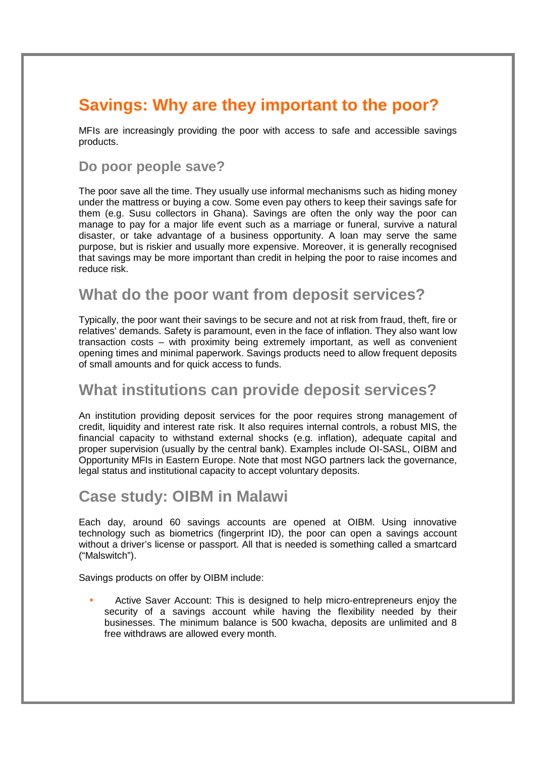# Savings: Why are they important to the poor?

MFIs are increasingly providing the poor with access to safe and accessible savings products.

### Do poor people save?

The poor save all the time. They usually use informal mechanisms such as hiding money under the mattress or buying a cow. Some even pay others to keep their savings safe for them (e.g. Susu collectors in Ghana). Savings are often the only way the poor can manage to pay for a major life event such as a marriage or funeral, survive a natural disaster, or take advantage of a business opportunity. A loan may serve the same purpose, but is riskier and usually more expensive. Moreover, it is generally recognised that savings may be more important than credit in helping the poor to raise incomes and reduce risk.

## What do the poor want from deposit services?

Typically, the poor want their savings to be secure and not at risk from fraud, theft, fire or relatives' demands. Safety is paramount, even in the face of inflation. They also want low transaction costs – with proximity being extremely important, as well as convenient opening times and minimal paperwork. Savings products need to allow frequent deposits of small amounts and for quick access to funds.

## What institutions can provide deposit services?

An institution providing deposit services for the poor requires strong management of credit, liquidity and interest rate risk. It also requires internal controls, a robust MIS, the financial capacity to withstand external shocks (e.g. inflation), adequate capital and proper supervision (usually by the central bank). Examples include OI-SASL, OIBM and Opportunity MFIs in Eastern Europe. Note that most NGO partners lack the governance, legal status and institutional capacity to accept voluntary deposits.

## Case study: OIBM in Malawi

Each day, around 60 savings accounts are opened at OIBM. Using innovative technology such as biometrics (fingerprint ID), the poor can open a savings account without a driver's license or passport. All that is needed is something called a smartcard ("Malswitch").

Savings products on offer by OIBM include:

- Active Saver Account: This is designed to help micro-entrepreneurs enjoy the security of a savings account while having the flexibility needed by their businesses. The minimum balance is 500 kwacha, deposits are unlimited and 8 free withdraws are allowed every month.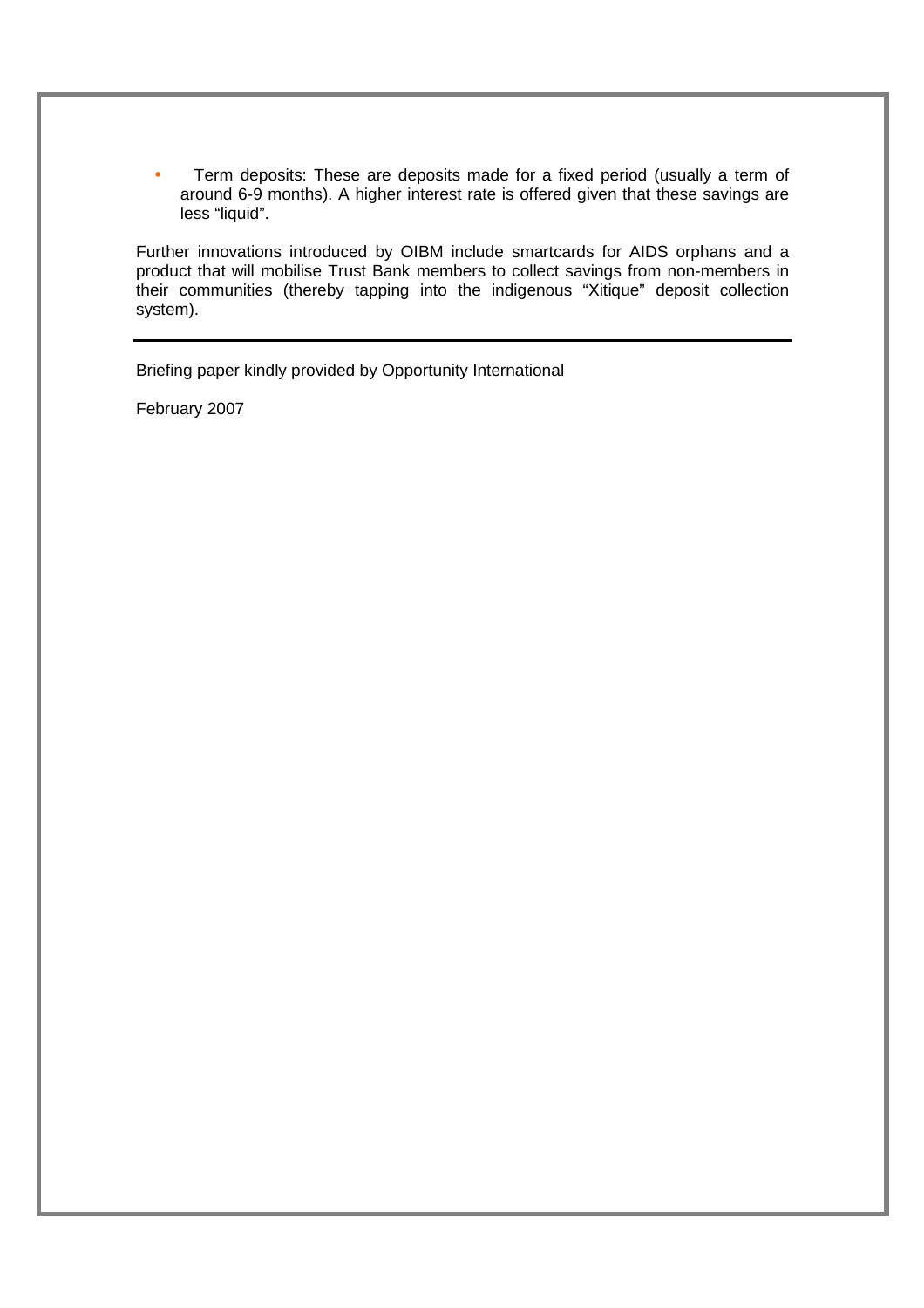- Term deposits: These are deposits made for a fixed period (usually a term of around 6-9 months). A higher interest rate is offered given that these savings are less "liquid".

Further innovations introduced by OIBM include smartcards for AIDS orphans and a product that will mobilise Trust Bank members to collect savings from non-members in their communities (thereby tapping into the indigenous "Xitique" deposit collection system).

---

Briefing paper kindly provided by Opportunity International

February 2007